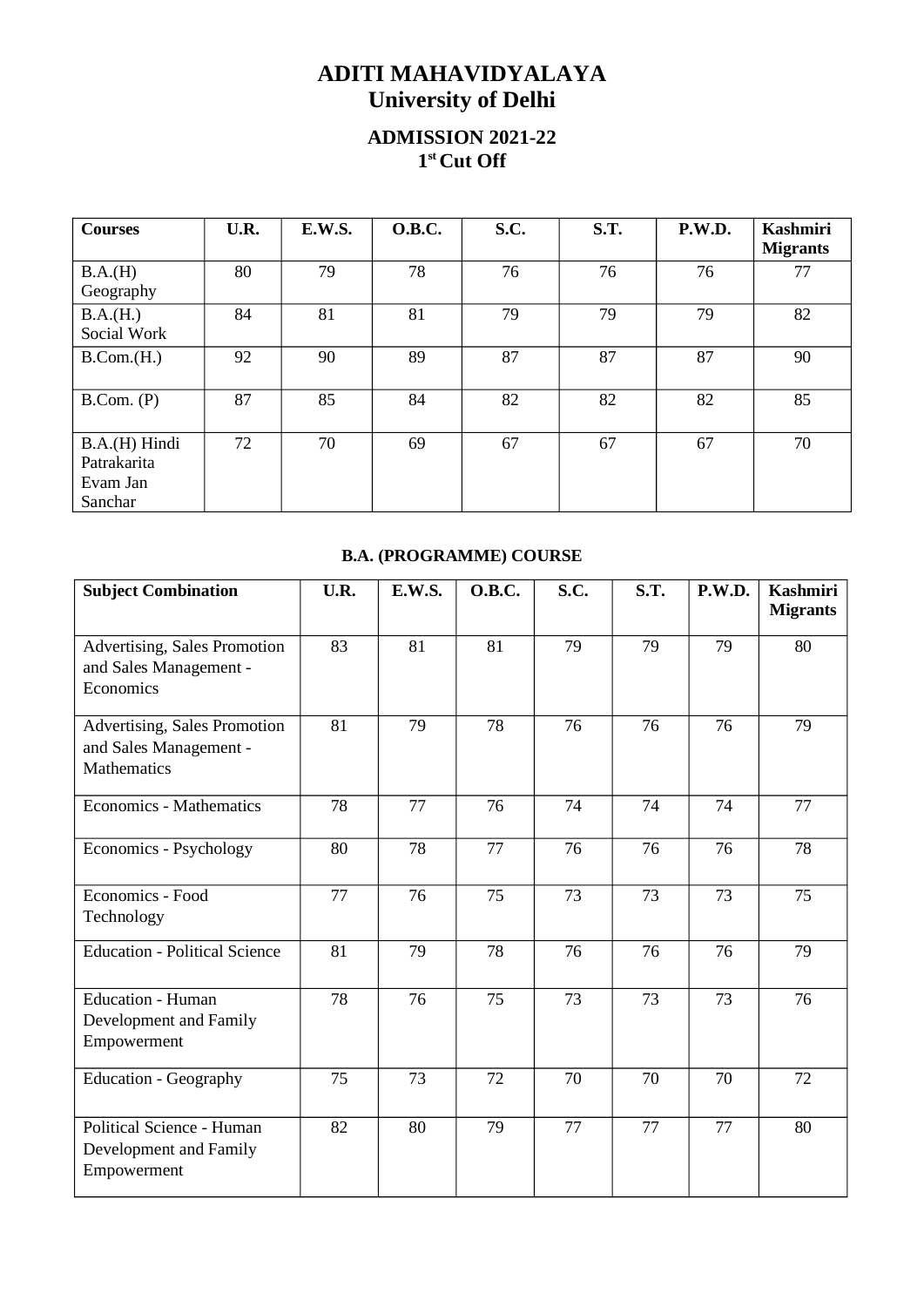# ADITI MAHAVIDYALAYA
# University of Delhi

## ADMISSION 2021-22
## 1st Cut Off

| Courses | U.R. | E.W.S. | O.B.C. | S.C. | S.T. | P.W.D. | Kashmiri Migrants |
|---|---|---|---|---|---|---|---|
| B.A.(H) Geography | 80 | 79 | 78 | 76 | 76 | 76 | 77 |
| B.A.(H.) Social Work | 84 | 81 | 81 | 79 | 79 | 79 | 82 |
| B.Com.(H.) | 92 | 90 | 89 | 87 | 87 | 87 | 90 |
| B.Com. (P) | 87 | 85 | 84 | 82 | 82 | 82 | 85 |
| B.A.(H) Hindi Patrakarita Evam Jan Sanchar | 72 | 70 | 69 | 67 | 67 | 67 | 70 |

### B.A. (PROGRAMME) COURSE

| Subject Combination | U.R. | E.W.S. | O.B.C. | S.C. | S.T. | P.W.D. | Kashmiri Migrants |
|---|---|---|---|---|---|---|---|
| Advertising, Sales Promotion and Sales Management - Economics | 83 | 81 | 81 | 79 | 79 | 79 | 80 |
| Advertising, Sales Promotion and Sales Management - Mathematics | 81 | 79 | 78 | 76 | 76 | 76 | 79 |
| Economics - Mathematics | 78 | 77 | 76 | 74 | 74 | 74 | 77 |
| Economics - Psychology | 80 | 78 | 77 | 76 | 76 | 76 | 78 |
| Economics - Food Technology | 77 | 76 | 75 | 73 | 73 | 73 | 75 |
| Education - Political Science | 81 | 79 | 78 | 76 | 76 | 76 | 79 |
| Education - Human Development and Family Empowerment | 78 | 76 | 75 | 73 | 73 | 73 | 76 |
| Education - Geography | 75 | 73 | 72 | 70 | 70 | 70 | 72 |
| Political Science - Human Development and Family Empowerment | 82 | 80 | 79 | 77 | 77 | 77 | 80 |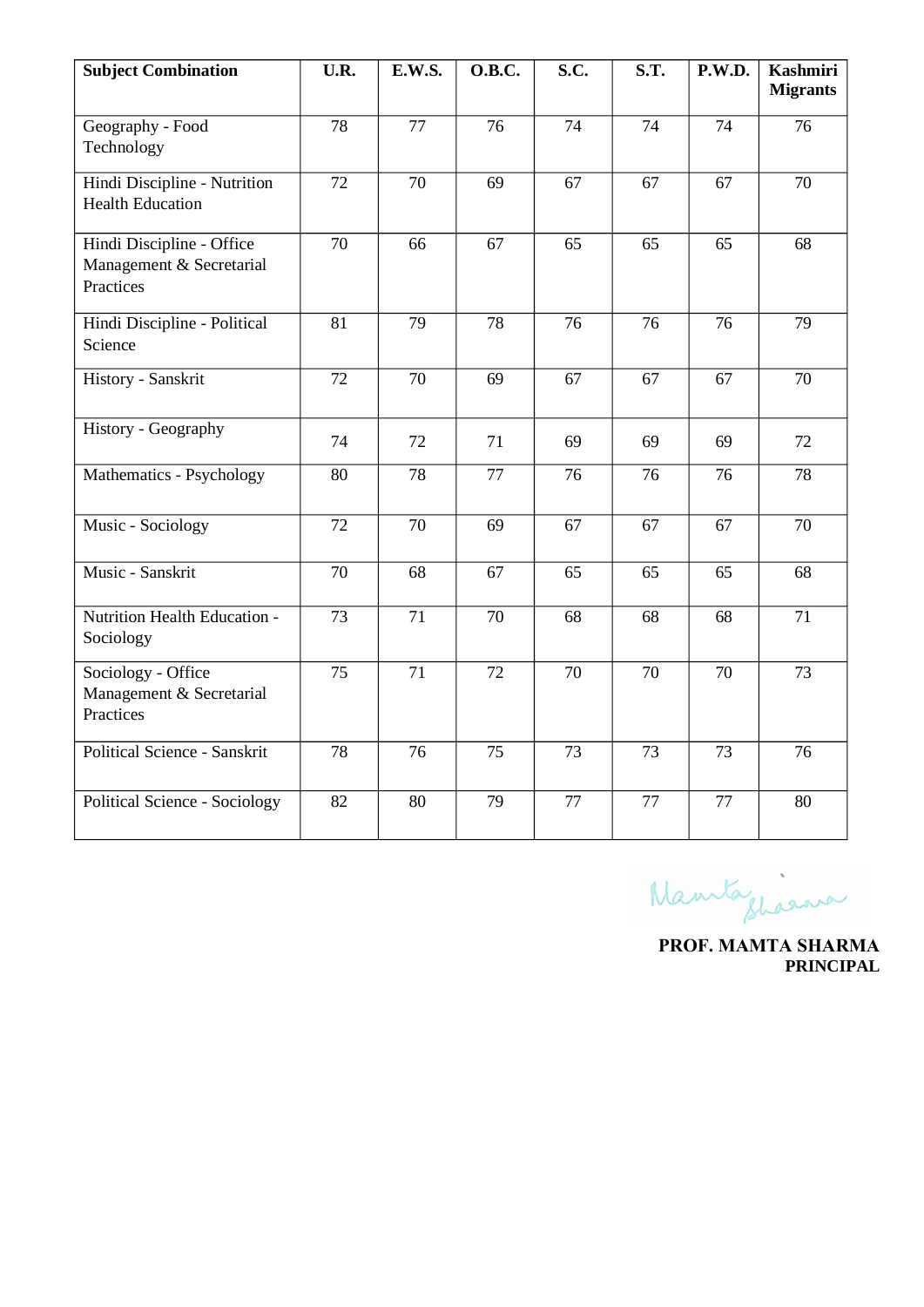| Subject Combination | U.R. | E.W.S. | O.B.C. | S.C. | S.T. | P.W.D. | Kashmiri Migrants |
|---|---|---|---|---|---|---|---|
| Geography - Food Technology | 78 | 77 | 76 | 74 | 74 | 74 | 76 |
| Hindi Discipline - Nutrition Health Education | 72 | 70 | 69 | 67 | 67 | 67 | 70 |
| Hindi Discipline - Office Management & Secretarial Practices | 70 | 66 | 67 | 65 | 65 | 65 | 68 |
| Hindi Discipline - Political Science | 81 | 79 | 78 | 76 | 76 | 76 | 79 |
| History - Sanskrit | 72 | 70 | 69 | 67 | 67 | 67 | 70 |
| History - Geography | 74 | 72 | 71 | 69 | 69 | 69 | 72 |
| Mathematics - Psychology | 80 | 78 | 77 | 76 | 76 | 76 | 78 |
| Music - Sociology | 72 | 70 | 69 | 67 | 67 | 67 | 70 |
| Music - Sanskrit | 70 | 68 | 67 | 65 | 65 | 65 | 68 |
| Nutrition Health Education - Sociology | 73 | 71 | 70 | 68 | 68 | 68 | 71 |
| Sociology - Office Management & Secretarial Practices | 75 | 71 | 72 | 70 | 70 | 70 | 73 |
| Political Science - Sanskrit | 78 | 76 | 75 | 73 | 73 | 73 | 76 |
| Political Science - Sociology | 82 | 80 | 79 | 77 | 77 | 77 | 80 |

**PROF. MAMTA SHARMA**
**PRINCIPAL**